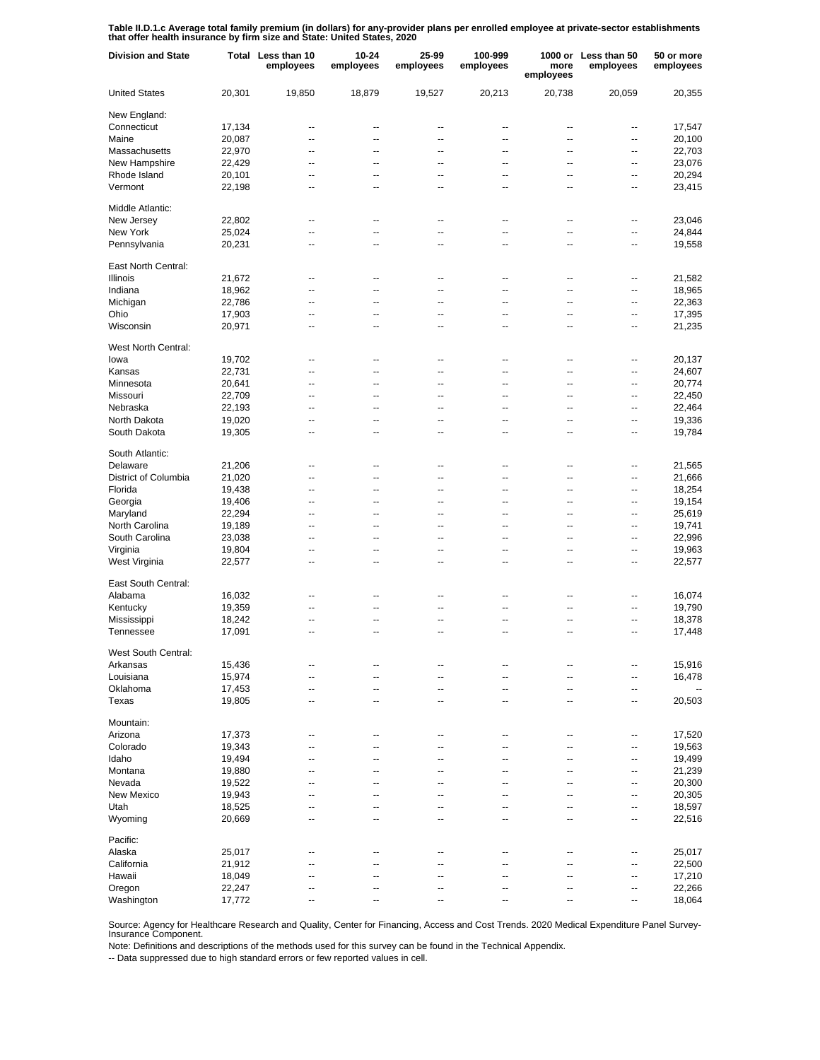**Table II.D.1.c Average total family premium (in dollars) for any-provider plans per enrolled employee at private-sector establishments that offer health insurance by firm size and State: United States, 2020**

| Division and State | Total | Less than 10 employees | 10-24 employees | 25-99 employees | 100-999 employees | 1000 or more employees | Less than 50 employees | 50 or more employees |
|---|---|---|---|---|---|---|---|---|
| United States | 20,301 | 19,850 | 18,879 | 19,527 | 20,213 | 20,738 | 20,059 | 20,355 |
| New England: | | | | | | | | |
| Connecticut | 17,134 | -- | -- | -- | -- | -- | -- | 17,547 |
| Maine | 20,087 | -- | -- | -- | -- | -- | -- | 20,100 |
| Massachusetts | 22,970 | -- | -- | -- | -- | -- | -- | 22,703 |
| New Hampshire | 22,429 | -- | -- | -- | -- | -- | -- | 23,076 |
| Rhode Island | 20,101 | -- | -- | -- | -- | -- | -- | 20,294 |
| Vermont | 22,198 | -- | -- | -- | -- | -- | -- | 23,415 |
| Middle Atlantic: | | | | | | | | |
| New Jersey | 22,802 | -- | -- | -- | -- | -- | -- | 23,046 |
| New York | 25,024 | -- | -- | -- | -- | -- | -- | 24,844 |
| Pennsylvania | 20,231 | -- | -- | -- | -- | -- | -- | 19,558 |
| East North Central: | | | | | | | | |
| Illinois | 21,672 | -- | -- | -- | -- | -- | -- | 21,582 |
| Indiana | 18,962 | -- | -- | -- | -- | -- | -- | 18,965 |
| Michigan | 22,786 | -- | -- | -- | -- | -- | -- | 22,363 |
| Ohio | 17,903 | -- | -- | -- | -- | -- | -- | 17,395 |
| Wisconsin | 20,971 | -- | -- | -- | -- | -- | -- | 21,235 |
| West North Central: | | | | | | | | |
| Iowa | 19,702 | -- | -- | -- | -- | -- | -- | 20,137 |
| Kansas | 22,731 | -- | -- | -- | -- | -- | -- | 24,607 |
| Minnesota | 20,641 | -- | -- | -- | -- | -- | -- | 20,774 |
| Missouri | 22,709 | -- | -- | -- | -- | -- | -- | 22,450 |
| Nebraska | 22,193 | -- | -- | -- | -- | -- | -- | 22,464 |
| North Dakota | 19,020 | -- | -- | -- | -- | -- | -- | 19,336 |
| South Dakota | 19,305 | -- | -- | -- | -- | -- | -- | 19,784 |
| South Atlantic: | | | | | | | | |
| Delaware | 21,206 | -- | -- | -- | -- | -- | -- | 21,565 |
| District of Columbia | 21,020 | -- | -- | -- | -- | -- | -- | 21,666 |
| Florida | 19,438 | -- | -- | -- | -- | -- | -- | 18,254 |
| Georgia | 19,406 | -- | -- | -- | -- | -- | -- | 19,154 |
| Maryland | 22,294 | -- | -- | -- | -- | -- | -- | 25,619 |
| North Carolina | 19,189 | -- | -- | -- | -- | -- | -- | 19,741 |
| South Carolina | 23,038 | -- | -- | -- | -- | -- | -- | 22,996 |
| Virginia | 19,804 | -- | -- | -- | -- | -- | -- | 19,963 |
| West Virginia | 22,577 | -- | -- | -- | -- | -- | -- | 22,577 |
| East South Central: | | | | | | | | |
| Alabama | 16,032 | -- | -- | -- | -- | -- | -- | 16,074 |
| Kentucky | 19,359 | -- | -- | -- | -- | -- | -- | 19,790 |
| Mississippi | 18,242 | -- | -- | -- | -- | -- | -- | 18,378 |
| Tennessee | 17,091 | -- | -- | -- | -- | -- | -- | 17,448 |
| West South Central: | | | | | | | | |
| Arkansas | 15,436 | -- | -- | -- | -- | -- | -- | 15,916 |
| Louisiana | 15,974 | -- | -- | -- | -- | -- | -- | 16,478 |
| Oklahoma | 17,453 | -- | -- | -- | -- | -- | -- | -- |
| Texas | 19,805 | -- | -- | -- | -- | -- | -- | 20,503 |
| Mountain: | | | | | | | | |
| Arizona | 17,373 | -- | -- | -- | -- | -- | -- | 17,520 |
| Colorado | 19,343 | -- | -- | -- | -- | -- | -- | 19,563 |
| Idaho | 19,494 | -- | -- | -- | -- | -- | -- | 19,499 |
| Montana | 19,880 | -- | -- | -- | -- | -- | -- | 21,239 |
| Nevada | 19,522 | -- | -- | -- | -- | -- | -- | 20,300 |
| New Mexico | 19,943 | -- | -- | -- | -- | -- | -- | 20,305 |
| Utah | 18,525 | -- | -- | -- | -- | -- | -- | 18,597 |
| Wyoming | 20,669 | -- | -- | -- | -- | -- | -- | 22,516 |
| Pacific: | | | | | | | | |
| Alaska | 25,017 | -- | -- | -- | -- | -- | -- | 25,017 |
| California | 21,912 | -- | -- | -- | -- | -- | -- | 22,500 |
| Hawaii | 18,049 | -- | -- | -- | -- | -- | -- | 17,210 |
| Oregon | 22,247 | -- | -- | -- | -- | -- | -- | 22,266 |
| Washington | 17,772 | -- | -- | -- | -- | -- | -- | 18,064 |

Source: Agency for Healthcare Research and Quality, Center for Financing, Access and Cost Trends. 2020 Medical Expenditure Panel Survey-Insurance Component.

Note: Definitions and descriptions of the methods used for this survey can be found in the Technical Appendix.

-- Data suppressed due to high standard errors or few reported values in cell.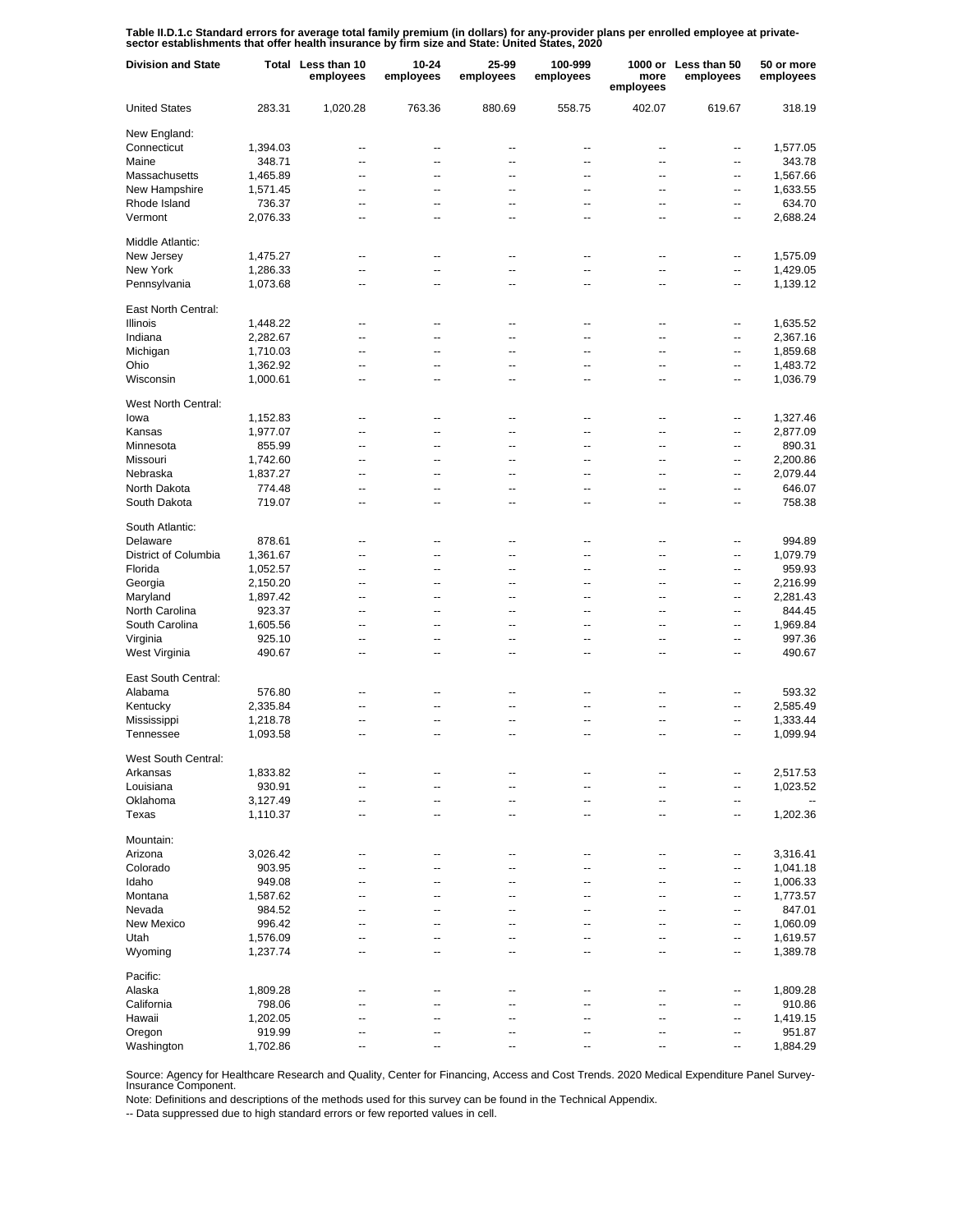**Table II.D.1.c Standard errors for average total family premium (in dollars) for any-provider plans per enrolled employee at private-sector establishments that offer health insurance by firm size and State: United States, 2020**

| Division and State | Total | Less than 10 employees | 10-24 employees | 25-99 employees | 100-999 employees | 1000 or more employees | Less than 50 employees | 50 or more employees |
|---|---|---|---|---|---|---|---|---|
| United States | 283.31 | 1,020.28 | 763.36 | 880.69 | 558.75 | 402.07 | 619.67 | 318.19 |
| New England: | | | | | | | | |
| Connecticut | 1,394.03 | -- | -- | -- | -- | -- | -- | 1,577.05 |
| Maine | 348.71 | -- | -- | -- | -- | -- | -- | 343.78 |
| Massachusetts | 1,465.89 | -- | -- | -- | -- | -- | -- | 1,567.66 |
| New Hampshire | 1,571.45 | -- | -- | -- | -- | -- | -- | 1,633.55 |
| Rhode Island | 736.37 | -- | -- | -- | -- | -- | -- | 634.70 |
| Vermont | 2,076.33 | -- | -- | -- | -- | -- | -- | 2,688.24 |
| Middle Atlantic: | | | | | | | | |
| New Jersey | 1,475.27 | -- | -- | -- | -- | -- | -- | 1,575.09 |
| New York | 1,286.33 | -- | -- | -- | -- | -- | -- | 1,429.05 |
| Pennsylvania | 1,073.68 | -- | -- | -- | -- | -- | -- | 1,139.12 |
| East North Central: | | | | | | | | |
| Illinois | 1,448.22 | -- | -- | -- | -- | -- | -- | 1,635.52 |
| Indiana | 2,282.67 | -- | -- | -- | -- | -- | -- | 2,367.16 |
| Michigan | 1,710.03 | -- | -- | -- | -- | -- | -- | 1,859.68 |
| Ohio | 1,362.92 | -- | -- | -- | -- | -- | -- | 1,483.72 |
| Wisconsin | 1,000.61 | -- | -- | -- | -- | -- | -- | 1,036.79 |
| West North Central: | | | | | | | | |
| Iowa | 1,152.83 | -- | -- | -- | -- | -- | -- | 1,327.46 |
| Kansas | 1,977.07 | -- | -- | -- | -- | -- | -- | 2,877.09 |
| Minnesota | 855.99 | -- | -- | -- | -- | -- | -- | 890.31 |
| Missouri | 1,742.60 | -- | -- | -- | -- | -- | -- | 2,200.86 |
| Nebraska | 1,837.27 | -- | -- | -- | -- | -- | -- | 2,079.44 |
| North Dakota | 774.48 | -- | -- | -- | -- | -- | -- | 646.07 |
| South Dakota | 719.07 | -- | -- | -- | -- | -- | -- | 758.38 |
| South Atlantic: | | | | | | | | |
| Delaware | 878.61 | -- | -- | -- | -- | -- | -- | 994.89 |
| District of Columbia | 1,361.67 | -- | -- | -- | -- | -- | -- | 1,079.79 |
| Florida | 1,052.57 | -- | -- | -- | -- | -- | -- | 959.93 |
| Georgia | 2,150.20 | -- | -- | -- | -- | -- | -- | 2,216.99 |
| Maryland | 1,897.42 | -- | -- | -- | -- | -- | -- | 2,281.43 |
| North Carolina | 923.37 | -- | -- | -- | -- | -- | -- | 844.45 |
| South Carolina | 1,605.56 | -- | -- | -- | -- | -- | -- | 1,969.84 |
| Virginia | 925.10 | -- | -- | -- | -- | -- | -- | 997.36 |
| West Virginia | 490.67 | -- | -- | -- | -- | -- | -- | 490.67 |
| East South Central: | | | | | | | | |
| Alabama | 576.80 | -- | -- | -- | -- | -- | -- | 593.32 |
| Kentucky | 2,335.84 | -- | -- | -- | -- | -- | -- | 2,585.49 |
| Mississippi | 1,218.78 | -- | -- | -- | -- | -- | -- | 1,333.44 |
| Tennessee | 1,093.58 | -- | -- | -- | -- | -- | -- | 1,099.94 |
| West South Central: | | | | | | | | |
| Arkansas | 1,833.82 | -- | -- | -- | -- | -- | -- | 2,517.53 |
| Louisiana | 930.91 | -- | -- | -- | -- | -- | -- | 1,023.52 |
| Oklahoma | 3,127.49 | -- | -- | -- | -- | -- | -- | -- |
| Texas | 1,110.37 | -- | -- | -- | -- | -- | -- | 1,202.36 |
| Mountain: | | | | | | | | |
| Arizona | 3,026.42 | -- | -- | -- | -- | -- | -- | 3,316.41 |
| Colorado | 903.95 | -- | -- | -- | -- | -- | -- | 1,041.18 |
| Idaho | 949.08 | -- | -- | -- | -- | -- | -- | 1,006.33 |
| Montana | 1,587.62 | -- | -- | -- | -- | -- | -- | 1,773.57 |
| Nevada | 984.52 | -- | -- | -- | -- | -- | -- | 847.01 |
| New Mexico | 996.42 | -- | -- | -- | -- | -- | -- | 1,060.09 |
| Utah | 1,576.09 | -- | -- | -- | -- | -- | -- | 1,619.57 |
| Wyoming | 1,237.74 | -- | -- | -- | -- | -- | -- | 1,389.78 |
| Pacific: | | | | | | | | |
| Alaska | 1,809.28 | -- | -- | -- | -- | -- | -- | 1,809.28 |
| California | 798.06 | -- | -- | -- | -- | -- | -- | 910.86 |
| Hawaii | 1,202.05 | -- | -- | -- | -- | -- | -- | 1,419.15 |
| Oregon | 919.99 | -- | -- | -- | -- | -- | -- | 951.87 |
| Washington | 1,702.86 | -- | -- | -- | -- | -- | -- | 1,884.29 |

Source: Agency for Healthcare Research and Quality, Center for Financing, Access and Cost Trends. 2020 Medical Expenditure Panel Survey-Insurance Component.

Note: Definitions and descriptions of the methods used for this survey can be found in the Technical Appendix.

-- Data suppressed due to high standard errors or few reported values in cell.